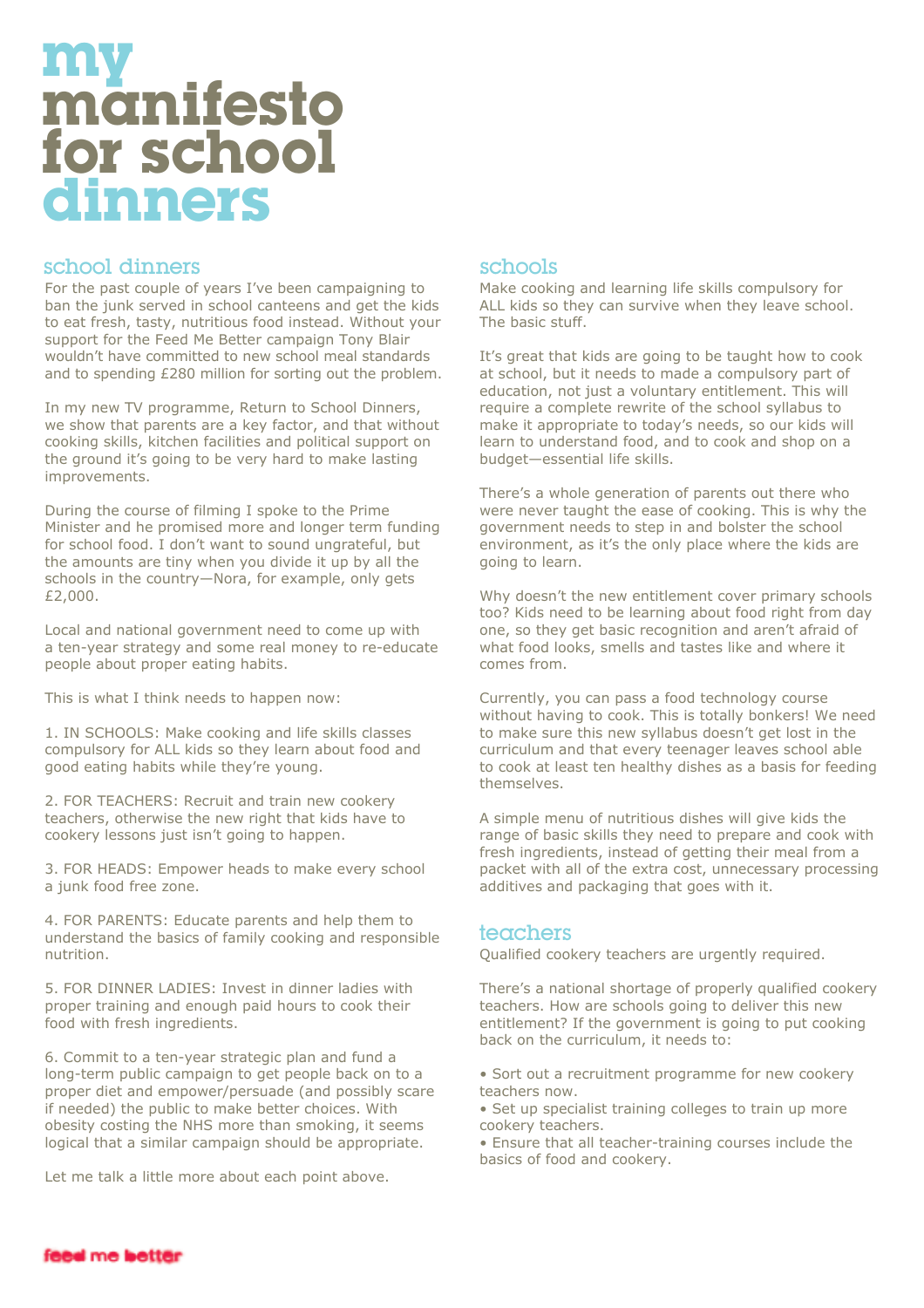# my manifesto for school dinners

## school dinners

For the past couple of years I've been campaigning to ban the junk served in school canteens and get the kids to eat fresh, tasty, nutritious food instead. Without your support for the Feed Me Better campaign Tony Blair wouldn't have committed to new school meal standards and to spending £280 million for sorting out the problem.

In my new TV programme, Return to School Dinners, we show that parents are a key factor, and that without cooking skills, kitchen facilities and political support on the ground it's going to be very hard to make lasting improvements.

During the course of filming I spoke to the Prime Minister and he promised more and longer term funding for school food. I don't want to sound ungrateful, but the amounts are tiny when you divide it up by all the schools in the country—Nora, for example, only gets £2,000.

Local and national government need to come up with a ten-year strategy and some real money to re-educate people about proper eating habits.

This is what I think needs to happen now:

1. IN SCHOOLS: Make cooking and life skills classes compulsory for ALL kids so they learn about food and good eating habits while they're young.

2. FOR TEACHERS: Recruit and train new cookery teachers, otherwise the new right that kids have to cookery lessons just isn't going to happen.

3. FOR HEADS: Empower heads to make every school a junk food free zone.

4. FOR PARENTS: Educate parents and help them to understand the basics of family cooking and responsible nutrition.

5. FOR DINNER LADIES: Invest in dinner ladies with proper training and enough paid hours to cook their food with fresh ingredients.

6. Commit to a ten-year strategic plan and fund a long-term public campaign to get people back on to a proper diet and empower/persuade (and possibly scare if needed) the public to make better choices. With obesity costing the NHS more than smoking, it seems logical that a similar campaign should be appropriate.

Let me talk a little more about each point above.

## schools

Make cooking and learning life skills compulsory for ALL kids so they can survive when they leave school. The basic stuff.

It's great that kids are going to be taught how to cook at school, but it needs to made a compulsory part of education, not just a voluntary entitlement. This will require a complete rewrite of the school syllabus to make it appropriate to today's needs, so our kids will learn to understand food, and to cook and shop on a budget—essential life skills.

There's a whole generation of parents out there who were never taught the ease of cooking. This is why the government needs to step in and bolster the school environment, as it's the only place where the kids are going to learn.

Why doesn't the new entitlement cover primary schools too? Kids need to be learning about food right from day one, so they get basic recognition and aren't afraid of what food looks, smells and tastes like and where it comes from.

Currently, you can pass a food technology course without having to cook. This is totally bonkers! We need to make sure this new syllabus doesn't get lost in the curriculum and that every teenager leaves school able to cook at least ten healthy dishes as a basis for feeding themselves.

A simple menu of nutritious dishes will give kids the range of basic skills they need to prepare and cook with fresh ingredients, instead of getting their meal from a packet with all of the extra cost, unnecessary processing additives and packaging that goes with it.

## teachers

Qualified cookery teachers are urgently required.

There's a national shortage of properly qualified cookery teachers. How are schools going to deliver this new entitlement? If the government is going to put cooking back on the curriculum, it needs to:

- Sort out a recruitment programme for new cookery teachers now.
- Set up specialist training colleges to train up more cookery teachers.
- Ensure that all teacher-training courses include the basics of food and cookery.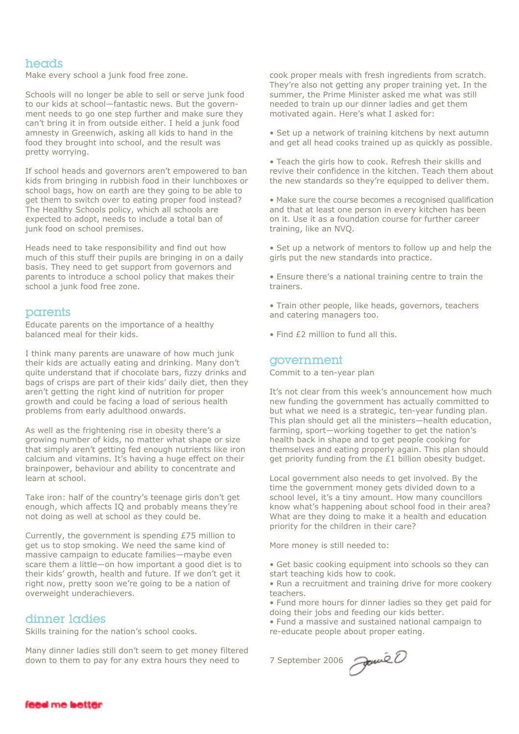## heads

Make every school a junk food free zone.

Schools will no longer be able to sell or serve junk food to our kids at school—fantastic news. But the government needs to go one step further and make sure they can't bring it in from outside either. I held a junk food amnesty in Greenwich, asking all kids to hand in the food they brought into school, and the result was pretty worrying.

If school heads and governors aren't empowered to ban kids from bringing in rubbish food in their lunchboxes or school bags, how on earth are they going to be able to get them to switch over to eating proper food instead? The Healthy Schools policy, which all schools are expected to adopt, needs to include a total ban of junk food on school premises.

Heads need to take responsibility and find out how much of this stuff their pupils are bringing in on a daily basis. They need to get support from governors and parents to introduce a school policy that makes their school a junk food free zone.

## parents

Educate parents on the importance of a healthy balanced meal for their kids.

I think many parents are unaware of how much junk their kids are actually eating and drinking. Many don't quite understand that if chocolate bars, fizzy drinks and bags of crisps are part of their kids' daily diet, then they aren't getting the right kind of nutrition for proper growth and could be facing a load of serious health problems from early adulthood onwards.

As well as the frightening rise in obesity there's a growing number of kids, no matter what shape or size that simply aren't getting fed enough nutrients like iron calcium and vitamins. It's having a huge effect on their brainpower, behaviour and ability to concentrate and learn at school.

Take iron: half of the country's teenage girls don't get enough, which affects IQ and probably means they're not doing as well at school as they could be.

Currently, the government is spending £75 million to get us to stop smoking. We need the same kind of massive campaign to educate families—maybe even scare them a little—on how important a good diet is to their kids' growth, health and future. If we don't get it right now, pretty soon we're going to be a nation of overweight underachievers.

## dinner ladies

Skills training for the nation's school cooks.

Many dinner ladies still don't seem to get money filtered down to them to pay for any extra hours they need to cook proper meals with fresh ingredients from scratch. They're also not getting any proper training yet. In the summer, the Prime Minister asked me what was still needed to train up our dinner ladies and get them motivated again. Here's what I asked for:

- Set up a network of training kitchens by next autumn and get all head cooks trained up as quickly as possible.
- Teach the girls how to cook. Refresh their skills and revive their confidence in the kitchen. Teach them about the new standards so they're equipped to deliver them.
- Make sure the course becomes a recognised qualification and that at least one person in every kitchen has been on it. Use it as a foundation course for further career training, like an NVQ.
- Set up a network of mentors to follow up and help the girls put the new standards into practice.
- Ensure there's a national training centre to train the trainers.
- Train other people, like heads, governors, teachers and catering managers too.
- Find £2 million to fund all this.

## government

Commit to a ten-year plan

It's not clear from this week's announcement how much new funding the government has actually committed to but what we need is a strategic, ten-year funding plan. This plan should get all the ministers—health education, farming, sport—working together to get the nation's health back in shape and to get people cooking for themselves and eating properly again. This plan should get priority funding from the £1 billion obesity budget.

Local government also needs to get involved. By the time the government money gets divided down to a school level, it's a tiny amount. How many councillors know what's happening about school food in their area? What are they doing to make it a health and education priority for the children in their care?

More money is still needed to:

- Get basic cooking equipment into schools so they can start teaching kids how to cook.
- Run a recruitment and training drive for more cookery teachers.
- Fund more hours for dinner ladies so they get paid for doing their jobs and feeding our kids better.
- Fund a massive and sustained national campaign to re-educate people about proper eating.

7 September 2006 Jamie O

feed me better